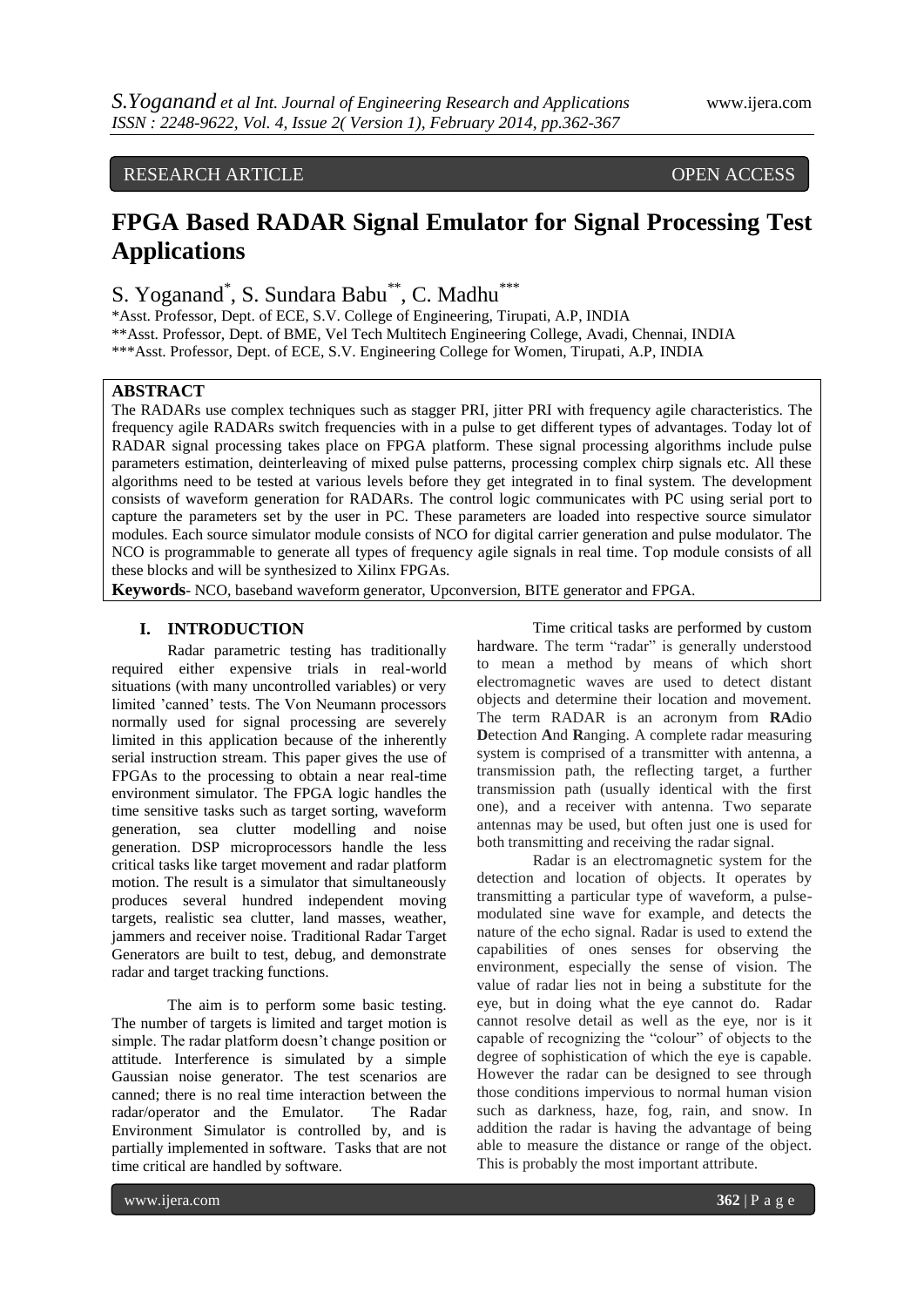RESEARCH ARTICLE OPEN ACCESS

# FPGA Based RADAR Signal Emulator for Signal Processing Test Applications

S. Yoganand[*], S. Sundara Babu[**], C. Madhu[***]

*Asst. Professor, Dept. of ECE, S.V. College of Engineering, Tirupati, A.P, INDIA
**Asst. Professor, Dept. of BME, Vel Tech Multitech Engineering College, Avadi, Chennai, INDIA
***Asst. Professor, Dept. of ECE, S.V. Engineering College for Women, Tirupati, A.P, INDIA

## ABSTRACT

The RADARs use complex techniques such as stagger PRI, jitter PRI with frequency agile characteristics. The frequency agile RADARs switch frequencies with in a pulse to get different types of advantages. Today lot of RADAR signal processing takes place on FPGA platform. These signal processing algorithms include pulse parameters estimation, deinterleaving of mixed pulse patterns, processing complex chirp signals etc. All these algorithms need to be tested at various levels before they get integrated in to final system. The development consists of waveform generation for RADARs. The control logic communicates with PC using serial port to capture the parameters set by the user in PC. These parameters are loaded into respective source simulator modules. Each source simulator module consists of NCO for digital carrier generation and pulse modulator. The NCO is programmable to generate all types of frequency agile signals in real time. Top module consists of all these blocks and will be synthesized to Xilinx FPGAs.

**Keywords**- NCO, baseband waveform generator, Upconversion, BITE generator and FPGA.

## I. INTRODUCTION

Radar parametric testing has traditionally required either expensive trials in real-world situations (with many uncontrolled variables) or very limited 'canned' tests. The Von Neumann processors normally used for signal processing are severely limited in this application because of the inherently serial instruction stream. This paper gives the use of FPGAs to the processing to obtain a near real-time environment simulator. The FPGA logic handles the time sensitive tasks such as target sorting, waveform generation, sea clutter modelling and noise generation. DSP microprocessors handle the less critical tasks like target movement and radar platform motion. The result is a simulator that simultaneously produces several hundred independent moving targets, realistic sea clutter, land masses, weather, jammers and receiver noise. Traditional Radar Target Generators are built to test, debug, and demonstrate radar and target tracking functions.

The aim is to perform some basic testing. The number of targets is limited and target motion is simple. The radar platform doesn't change position or attitude. Interference is simulated by a simple Gaussian noise generator. The test scenarios are canned; there is no real time interaction between the radar/operator and the Emulator. The Radar Environment Simulator is controlled by, and is partially implemented in software. Tasks that are not time critical are handled by software.

Time critical tasks are performed by custom hardware. The term "radar" is generally understood to mean a method by means of which short electromagnetic waves are used to detect distant objects and determine their location and movement. The term RADAR is an acronym from **RA**dio **D**etection **A**nd **R**anging. A complete radar measuring system is comprised of a transmitter with antenna, a transmission path, the reflecting target, a further transmission path (usually identical with the first one), and a receiver with antenna. Two separate antennas may be used, but often just one is used for both transmitting and receiving the radar signal.

Radar is an electromagnetic system for the detection and location of objects. It operates by transmitting a particular type of waveform, a pulse-modulated sine wave for example, and detects the nature of the echo signal. Radar is used to extend the capabilities of ones senses for observing the environment, especially the sense of vision. The value of radar lies not in being a substitute for the eye, but in doing what the eye cannot do. Radar cannot resolve detail as well as the eye, nor is it capable of recognizing the "colour" of objects to the degree of sophistication of which the eye is capable. However the radar can be designed to see through those conditions impervious to normal human vision such as darkness, haze, fog, rain, and snow. In addition the radar is having the advantage of being able to measure the distance or range of the object. This is probably the most important attribute.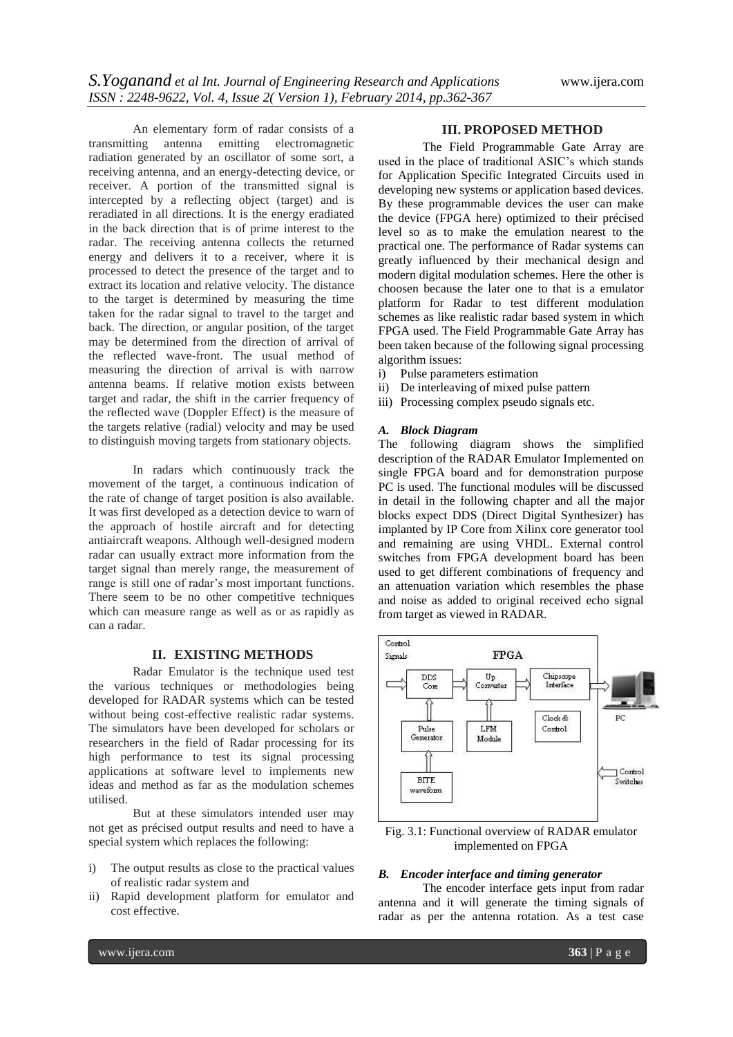An elementary form of radar consists of a transmitting antenna emitting electromagnetic radiation generated by an oscillator of some sort, a receiving antenna, and an energy-detecting device, or receiver. A portion of the transmitted signal is intercepted by a reflecting object (target) and is reradiated in all directions. It is the energy eradiated in the back direction that is of prime interest to the radar. The receiving antenna collects the returned energy and delivers it to a receiver, where it is processed to detect the presence of the target and to extract its location and relative velocity. The distance to the target is determined by measuring the time taken for the radar signal to travel to the target and back. The direction, or angular position, of the target may be determined from the direction of arrival of the reflected wave-front. The usual method of measuring the direction of arrival is with narrow antenna beams. If relative motion exists between target and radar, the shift in the carrier frequency of the reflected wave (Doppler Effect) is the measure of the targets relative (radial) velocity and may be used to distinguish moving targets from stationary objects.

In radars which continuously track the movement of the target, a continuous indication of the rate of change of target position is also available. It was first developed as a detection device to warn of the approach of hostile aircraft and for detecting antiaircraft weapons. Although well-designed modern radar can usually extract more information from the target signal than merely range, the measurement of range is still one of radar's most important functions. There seem to be no other competitive techniques which can measure range as well as or as rapidly as can a radar.

## II. EXISTING METHODS

Radar Emulator is the technique used test the various techniques or methodologies being developed for RADAR systems which can be tested without being cost-effective realistic radar systems. The simulators have been developed for scholars or researchers in the field of Radar processing for its high performance to test its signal processing applications at software level to implements new ideas and method as far as the modulation schemes utilised.

But at these simulators intended user may not get as précised output results and need to have a special system which replaces the following:

i) The output results as close to the practical values of realistic radar system and
ii) Rapid development platform for emulator and cost effective.

## III. PROPOSED METHOD

The Field Programmable Gate Array are used in the place of traditional ASIC's which stands for Application Specific Integrated Circuits used in developing new systems or application based devices. By these programmable devices the user can make the device (FPGA here) optimized to their précised level so as to make the emulation nearest to the practical one. The performance of Radar systems can greatly influenced by their mechanical design and modern digital modulation schemes. Here the other is choosen because the later one to that is a emulator platform for Radar to test different modulation schemes as like realistic radar based system in which FPGA used. The Field Programmable Gate Array has been taken because of the following signal processing algorithm issues:

i) Pulse parameters estimation
ii) De interleaving of mixed pulse pattern
iii) Processing complex pseudo signals etc.

### *A. Block Diagram*

The following diagram shows the simplified description of the RADAR Emulator Implemented on single FPGA board and for demonstration purpose PC is used. The functional modules will be discussed in detail in the following chapter and all the major blocks expect DDS (Direct Digital Synthesizer) has implanted by IP Core from Xilinx core generator tool and remaining are using VHDL. External control switches from FPGA development board has been used to get different combinations of frequency and an attenuation variation which resembles the phase and noise as added to original received echo signal from target as viewed in RADAR.

Fig. 3.1: Functional overview of RADAR emulator implemented on FPGA

### *B. Encoder interface and timing generator*

The encoder interface gets input from radar antenna and it will generate the timing signals of radar as per the antenna rotation. As a test case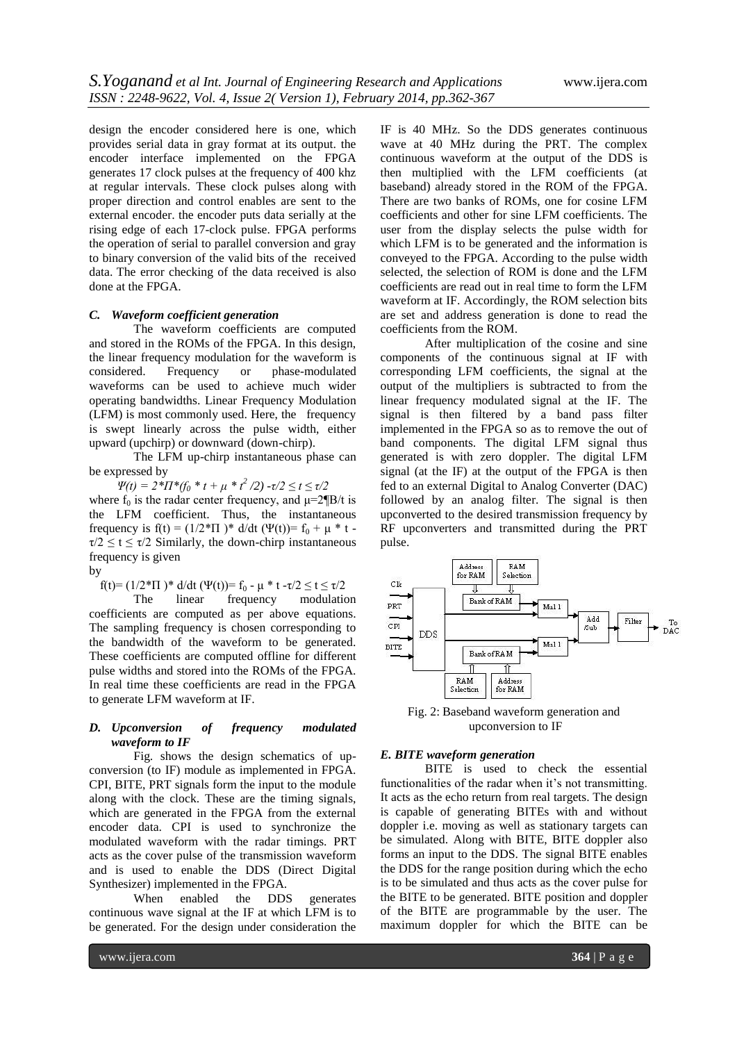design the encoder considered here is one, which provides serial data in gray format at its output. the encoder interface implemented on the FPGA generates 17 clock pulses at the frequency of 400 khz at regular intervals. These clock pulses along with proper direction and control enables are sent to the external encoder. the encoder puts data serially at the rising edge of each 17-clock pulse. FPGA performs the operation of serial to parallel conversion and gray to binary conversion of the valid bits of the received data. The error checking of the data received is also done at the FPGA.

### *C. Waveform coefficient generation*

The waveform coefficients are computed and stored in the ROMs of the FPGA. In this design, the linear frequency modulation for the waveform is considered. Frequency or phase-modulated waveforms can be used to achieve much wider operating bandwidths. Linear Frequency Modulation (LFM) is most commonly used. Here, the frequency is swept linearly across the pulse width, either upward (upchirp) or downward (down-chirp).

The LFM up-chirp instantaneous phase can be expressed by

$$\Psi(t) = 2*\Pi*(f_0 * t + \mu * t^2 /2) \quad -\tau/2 \leq t \leq \tau/2$$

where $f_0$ is the radar center frequency, and μ=2¶B/t is the LFM coefficient. Thus, the instantaneous frequency is $f(t) = (1/2*\Pi)* d/dt(\Psi(t)) = f_0 + \mu * t \quad -\tau/2 \leq t \leq \tau/2$ Similarly, the down-chirp instantaneous frequency is given by

$$f(t) = (1/2*\Pi)* d/dt(\Psi(t)) = f_0 - \mu * t \quad -\tau/2 \leq t \leq \tau/2$$

The linear frequency modulation coefficients are computed as per above equations. The sampling frequency is chosen corresponding to the bandwidth of the waveform to be generated. These coefficients are computed offline for different pulse widths and stored into the ROMs of the FPGA. In real time these coefficients are read in the FPGA to generate LFM waveform at IF.

### *D. Upconversion of frequency modulated waveform to IF*

Fig. shows the design schematics of up-conversion (to IF) module as implemented in FPGA. CPI, BITE, PRT signals form the input to the module along with the clock. These are the timing signals, which are generated in the FPGA from the external encoder data. CPI is used to synchronize the modulated waveform with the radar timings. PRT acts as the cover pulse of the transmission waveform and is used to enable the DDS (Direct Digital Synthesizer) implemented in the FPGA.

When enabled the DDS generates continuous wave signal at the IF at which LFM is to be generated. For the design under consideration the IF is 40 MHz. So the DDS generates continuous wave at 40 MHz during the PRT. The complex continuous waveform at the output of the DDS is then multiplied with the LFM coefficients (at baseband) already stored in the ROM of the FPGA. There are two banks of ROMs, one for cosine LFM coefficients and other for sine LFM coefficients. The user from the display selects the pulse width for which LFM is to be generated and the information is conveyed to the FPGA. According to the pulse width selected, the selection of ROM is done and the LFM coefficients are read out in real time to form the LFM waveform at IF. Accordingly, the ROM selection bits are set and address generation is done to read the coefficients from the ROM.

After multiplication of the cosine and sine components of the continuous signal at IF with corresponding LFM coefficients, the signal at the output of the multipliers is subtracted to from the linear frequency modulated signal at the IF. The signal is then filtered by a band pass filter implemented in the FPGA so as to remove the out of band components. The digital LFM signal thus generated is with zero doppler. The digital LFM signal (at the IF) at the output of the FPGA is then fed to an external Digital to Analog Converter (DAC) followed by an analog filter. The signal is then upconverted to the desired transmission frequency by RF upconverters and transmitted during the PRT pulse.

Fig. 2: Baseband waveform generation and upconversion to IF

### *E. BITE waveform generation*

BITE is used to check the essential functionalities of the radar when it's not transmitting. It acts as the echo return from real targets. The design is capable of generating BITEs with and without doppler i.e. moving as well as stationary targets can be simulated. Along with BITE, BITE doppler also forms an input to the DDS. The signal BITE enables the DDS for the range position during which the echo is to be simulated and thus acts as the cover pulse for the BITE to be generated. BITE position and doppler of the BITE are programmable by the user. The maximum doppler for which the BITE can be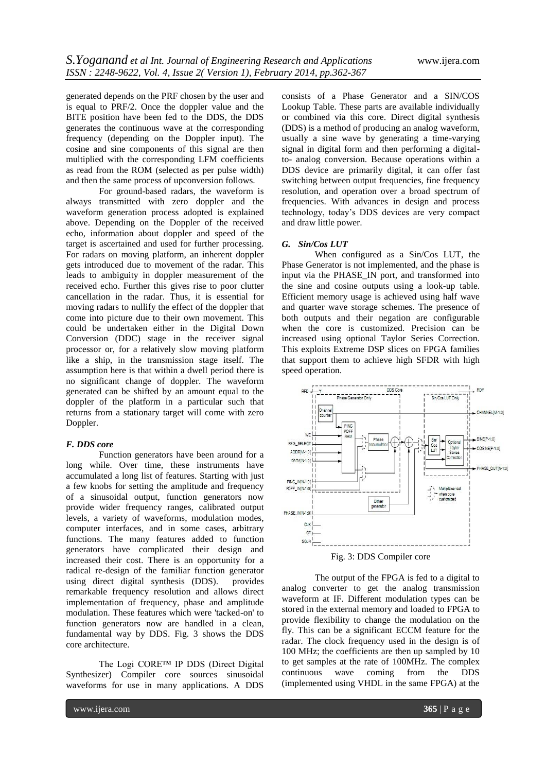generated depends on the PRF chosen by the user and is equal to PRF/2. Once the doppler value and the BITE position have been fed to the DDS, the DDS generates the continuous wave at the corresponding frequency (depending on the Doppler input). The cosine and sine components of this signal are then multiplied with the corresponding LFM coefficients as read from the ROM (selected as per pulse width) and then the same process of upconversion follows.

For ground-based radars, the waveform is always transmitted with zero doppler and the waveform generation process adopted is explained above. Depending on the Doppler of the received echo, information about doppler and speed of the target is ascertained and used for further processing. For radars on moving platform, an inherent doppler gets introduced due to movement of the radar. This leads to ambiguity in doppler measurement of the received echo. Further this gives rise to poor clutter cancellation in the radar. Thus, it is essential for moving radars to nullify the effect of the doppler that come into picture due to their own movement. This could be undertaken either in the Digital Down Conversion (DDC) stage in the receiver signal processor or, for a relatively slow moving platform like a ship, in the transmission stage itself. The assumption here is that within a dwell period there is no significant change of doppler. The waveform generated can be shifted by an amount equal to the doppler of the platform in a particular such that returns from a stationary target will come with zero Doppler.

### *F. DDS core*

Function generators have been around for a long while. Over time, these instruments have accumulated a long list of features. Starting with just a few knobs for setting the amplitude and frequency of a sinusoidal output, function generators now provide wider frequency ranges, calibrated output levels, a variety of waveforms, modulation modes, computer interfaces, and in some cases, arbitrary functions. The many features added to function generators have complicated their design and increased their cost. There is an opportunity for a radical re-design of the familiar function generator using direct digital synthesis (DDS). provides remarkable frequency resolution and allows direct implementation of frequency, phase and amplitude modulation. These features which were 'tacked-on' to function generators now are handled in a clean, fundamental way by DDS. Fig. 3 shows the DDS core architecture.

The Logi CORE™ IP DDS (Direct Digital Synthesizer) Compiler core sources sinusoidal waveforms for use in many applications. A DDS consists of a Phase Generator and a SIN/COS Lookup Table. These parts are available individually or combined via this core. Direct digital synthesis (DDS) is a method of producing an analog waveform, usually a sine wave by generating a time-varying signal in digital form and then performing a digital-to- analog conversion. Because operations within a DDS device are primarily digital, it can offer fast switching between output frequencies, fine frequency resolution, and operation over a broad spectrum of frequencies. With advances in design and process technology, today's DDS devices are very compact and draw little power.

### *G. Sin/Cos LUT*

When configured as a Sin/Cos LUT, the Phase Generator is not implemented, and the phase is input via the PHASE_IN port, and transformed into the sine and cosine outputs using a look-up table. Efficient memory usage is achieved using half wave and quarter wave storage schemes. The presence of both outputs and their negation are configurable when the core is customized. Precision can be increased using optional Taylor Series Correction. This exploits Extreme DSP slices on FPGA families that support them to achieve high SFDR with high speed operation.

Fig. 3: DDS Compiler core

The output of the FPGA is fed to a digital to analog converter to get the analog transmission waveform at IF. Different modulation types can be stored in the external memory and loaded to FPGA to provide flexibility to change the modulation on the fly. This can be a significant ECCM feature for the radar. The clock frequency used in the design is of 100 MHz; the coefficients are then up sampled by 10 to get samples at the rate of 100MHz. The complex continuous wave coming from the DDS (implemented using VHDL in the same FPGA) at the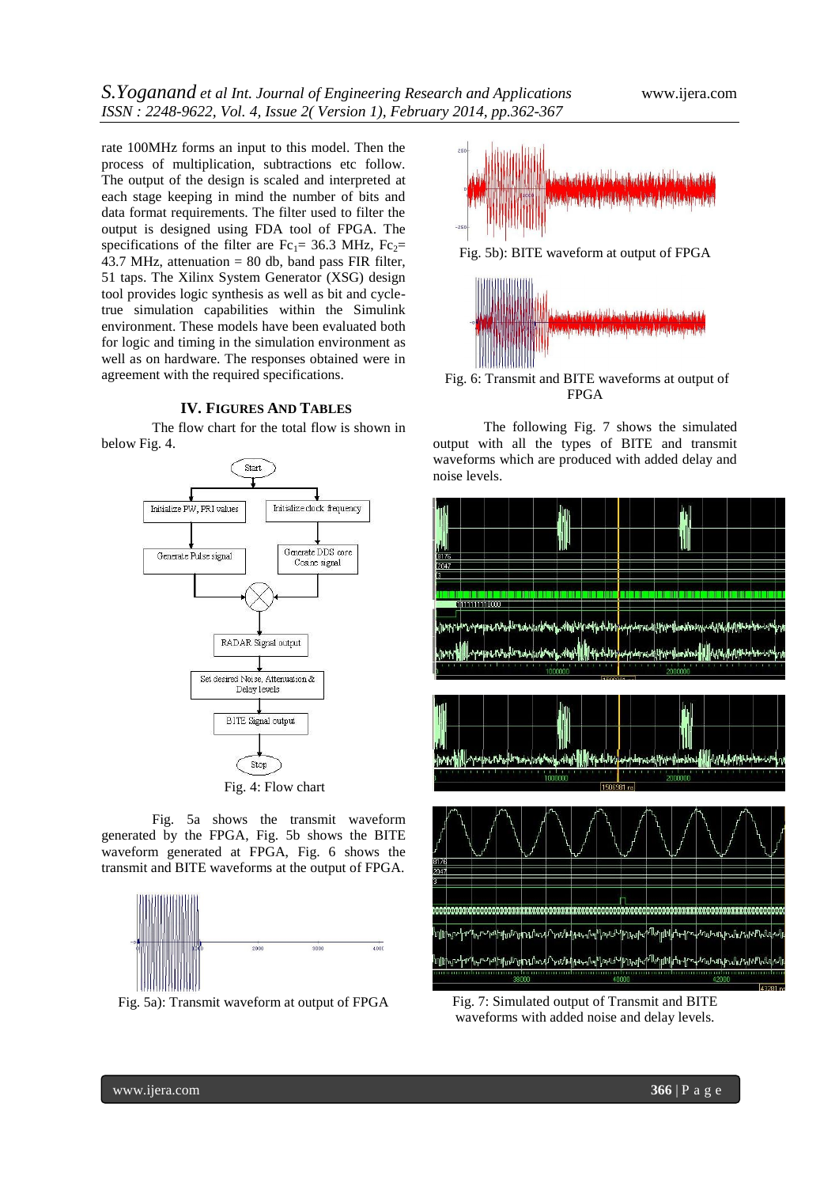rate 100MHz forms an input to this model. Then the process of multiplication, subtractions etc follow. The output of the design is scaled and interpreted at each stage keeping in mind the number of bits and data format requirements. The filter used to filter the output is designed using FDA tool of FPGA. The specifications of the filter are $Fc_1$= 36.3 MHz, $Fc_2$= 43.7 MHz, attenuation = 80 db, band pass FIR filter, 51 taps. The Xilinx System Generator (XSG) design tool provides logic synthesis as well as bit and cycle-true simulation capabilities within the Simulink environment. These models have been evaluated both for logic and timing in the simulation environment as well as on hardware. The responses obtained were in agreement with the required specifications.

## IV. FIGURES AND TABLES

The flow chart for the total flow is shown in below Fig. 4.

Fig. 4: Flow chart

Fig. 5a shows the transmit waveform generated by the FPGA, Fig. 5b shows the BITE waveform generated at FPGA, Fig. 6 shows the transmit and BITE waveforms at the output of FPGA.

Fig. 5a): Transmit waveform at output of FPGA

Fig. 5b): BITE waveform at output of FPGA

Fig. 6: Transmit and BITE waveforms at output of FPGA

The following Fig. 7 shows the simulated output with all the types of BITE and transmit waveforms which are produced with added delay and noise levels.

Fig. 7: Simulated output of Transmit and BITE waveforms with added noise and delay levels.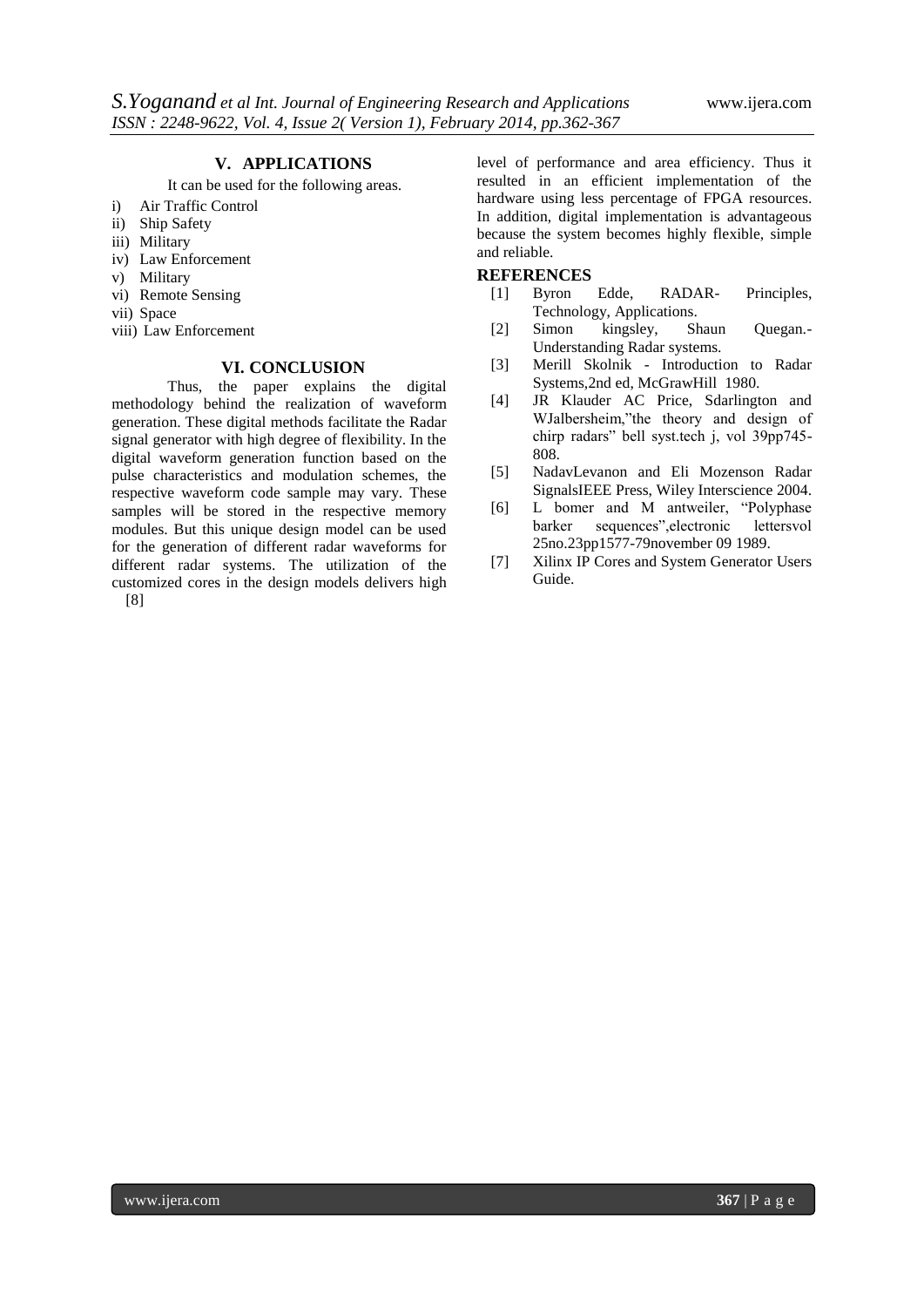## V. APPLICATIONS

It can be used for the following areas.

i) Air Traffic Control
ii) Ship Safety
iii) Military
iv) Law Enforcement
v) Military
vi) Remote Sensing
vii) Space
viii) Law Enforcement

## VI. CONCLUSION

Thus, the paper explains the digital methodology behind the realization of waveform generation. These digital methods facilitate the Radar signal generator with high degree of flexibility. In the digital waveform generation function based on the pulse characteristics and modulation schemes, the respective waveform code sample may vary. These samples will be stored in the respective memory modules. But this unique design model can be used for the generation of different radar waveforms for different radar systems. The utilization of the customized cores in the design models delivers high level of performance and area efficiency. Thus it resulted in an efficient implementation of the hardware using less percentage of FPGA resources. In addition, digital implementation is advantageous because the system becomes highly flexible, simple and reliable.

[8]

## REFERENCES

[1] Byron Edde, RADAR- Principles, Technology, Applications.

[2] Simon kingsley, Shaun Quegan.- Understanding Radar systems.

[3] Merill Skolnik - Introduction to Radar Systems,2nd ed, McGrawHill 1980.

[4] JR Klauder AC Price, Sdarlington and WJalbersheim,"the theory and design of chirp radars" bell syst.tech j, vol 39pp745-808.

[5] NadavLevanon and Eli Mozenson Radar SignalsIEEE Press, Wiley Interscience 2004.

[6] L bomer and M antweiler, "Polyphase barker sequences",electronic lettersvol 25no.23pp1577-79november 09 1989.

[7] Xilinx IP Cores and System Generator Users Guide.